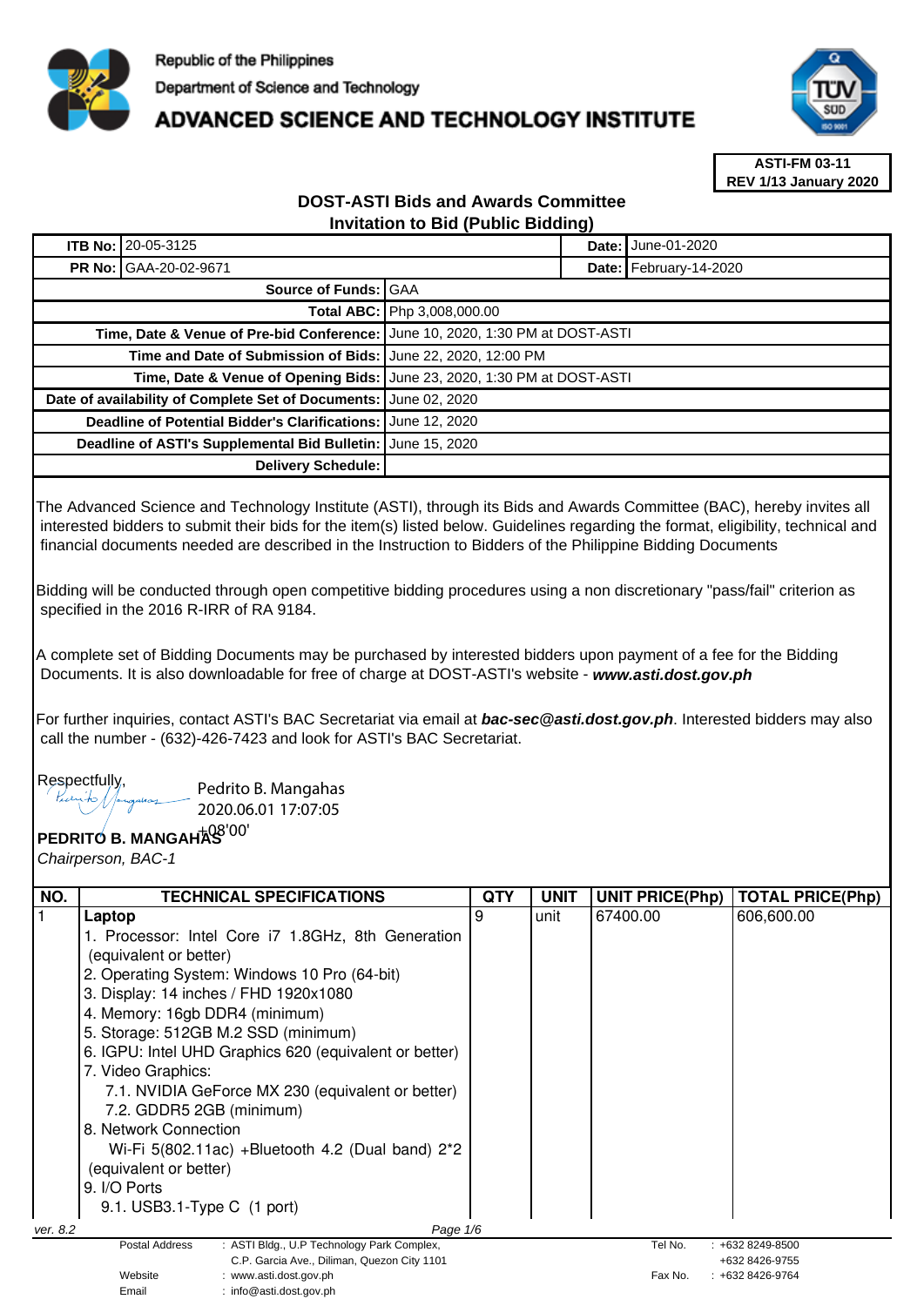Republic of the Philippines

Department of Science and Technology

# ADVANCED SCIENCE AND TECHNOLOGY INSTITUTE

**ASTI-FM 03-11**
**REV 1/13 January 2020**

## DOST-ASTI Bids and Awards Committee
## Invitation to Bid (Public Bidding)

| | | | |
|---|---|---|---|
| **ITB No:** | 20-05-3125 | **Date:** | June-01-2020 |
| **PR No:** | GAA-20-02-9671 | **Date:** | February-14-2020 |

| | |
|---|---|
| **Source of Funds:** | GAA |
| **Total ABC:** | Php 3,008,000.00 |
| **Time, Date & Venue of Pre-bid Conference:** | June 10, 2020, 1:30 PM at DOST-ASTI |
| **Time and Date of Submission of Bids:** | June 22, 2020, 12:00 PM |
| **Time, Date & Venue of Opening Bids:** | June 23, 2020, 1:30 PM at DOST-ASTI |
| **Date of availability of Complete Set of Documents:** | June 02, 2020 |
| **Deadline of Potential Bidder's Clarifications:** | June 12, 2020 |
| **Deadline of ASTI's Supplemental Bid Bulletin:** | June 15, 2020 |
| **Delivery Schedule:** | |

The Advanced Science and Technology Institute (ASTI), through its Bids and Awards Committee (BAC), hereby invites all interested bidders to submit their bids for the item(s) listed below. Guidelines regarding the format, eligibility, technical and financial documents needed are described in the Instruction to Bidders of the Philippine Bidding Documents

Bidding will be conducted through open competitive bidding procedures using a non discretionary "pass/fail" criterion as specified in the 2016 R-IRR of RA 9184.

A complete set of Bidding Documents may be purchased by interested bidders upon payment of a fee for the Bidding Documents. It is also downloadable for free of charge at DOST-ASTI's website - ***www.asti.dost.gov.ph***

For further inquiries, contact ASTI's BAC Secretariat via email at ***bac-sec@asti.dost.gov.ph***. Interested bidders may also call the number - (632)-426-7423 and look for ASTI's BAC Secretariat.

Respectfully,

Pedrito B. Mangahas
2020.06.01 17:07:05
+08'00'

**PEDRITO B. MANGAHAS**
*Chairperson, BAC-1*

| NO. | TECHNICAL SPECIFICATIONS | QTY | UNIT | UNIT PRICE(Php) | TOTAL PRICE(Php) |
|---|---|---|---|---|---|
| 1 | **Laptop**<br>1. Processor: Intel Core i7 1.8GHz, 8th Generation (equivalent or better)<br>2. Operating System: Windows 10 Pro (64-bit)<br>3. Display: 14 inches / FHD 1920x1080<br>4. Memory: 16gb DDR4 (minimum)<br>5. Storage: 512GB M.2 SSD (minimum)<br>6. IGPU: Intel UHD Graphics 620 (equivalent or better)<br>7. Video Graphics:<br>7.1. NVIDIA GeForce MX 230 (equivalent or better)<br>7.2. GDDR5 2GB (minimum)<br>8. Network Connection<br>Wi-Fi 5(802.11ac) +Bluetooth 4.2 (Dual band) 2*2 (equivalent or better)<br>9. I/O Ports<br>9.1. USB3.1-Type C (1 port) | 9 | unit | 67400.00 | 606,600.00 |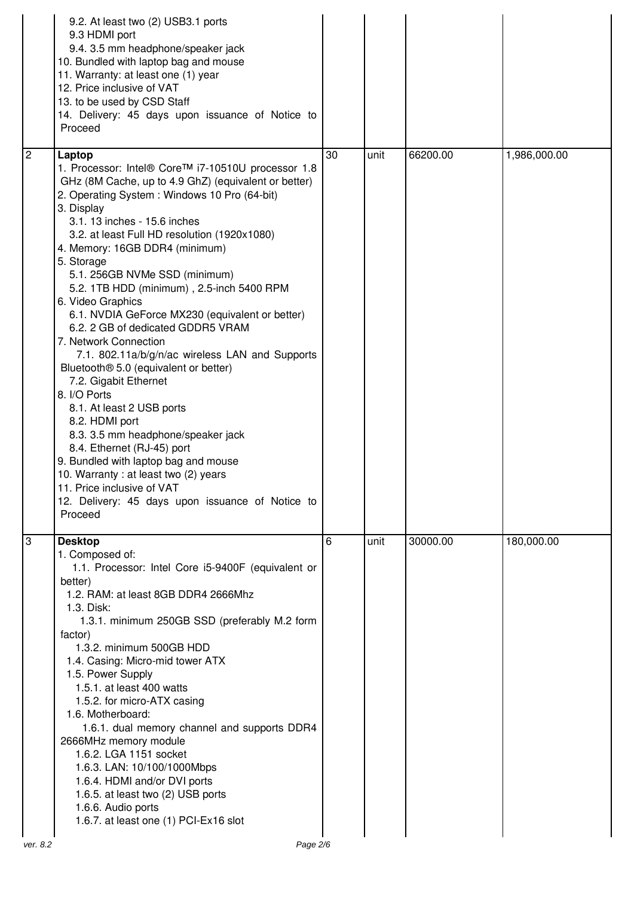| | | | | | |
|---|---|---|---|---|---|
| | 9.2. At least two (2) USB3.1 ports<br>9.3 HDMI port<br>9.4. 3.5 mm headphone/speaker jack<br>10. Bundled with laptop bag and mouse<br>11. Warranty: at least one (1) year<br>12. Price inclusive of VAT<br>13. to be used by CSD Staff<br>14. Delivery: 45 days upon issuance of Notice to Proceed | | | | |
| 2 | **Laptop**<br>1. Processor: Intel® Core™ i7-10510U processor 1.8 GHz (8M Cache, up to 4.9 GhZ) (equivalent or better)<br>2. Operating System : Windows 10 Pro (64-bit)<br>3. Display<br>3.1. 13 inches - 15.6 inches<br>3.2. at least Full HD resolution (1920x1080)<br>4. Memory: 16GB DDR4 (minimum)<br>5. Storage<br>5.1. 256GB NVMe SSD (minimum)<br>5.2. 1TB HDD (minimum) , 2.5-inch 5400 RPM<br>6. Video Graphics<br>6.1. NVDIA GeForce MX230 (equivalent or better)<br>6.2. 2 GB of dedicated GDDR5 VRAM<br>7. Network Connection<br>7.1. 802.11a/b/g/n/ac wireless LAN and Supports Bluetooth® 5.0 (equivalent or better)<br>7.2. Gigabit Ethernet<br>8. I/O Ports<br>8.1. At least 2 USB ports<br>8.2. HDMI port<br>8.3. 3.5 mm headphone/speaker jack<br>8.4. Ethernet (RJ-45) port<br>9. Bundled with laptop bag and mouse<br>10. Warranty : at least two (2) years<br>11. Price inclusive of VAT<br>12. Delivery: 45 days upon issuance of Notice to Proceed | 30 | unit | 66200.00 | 1,986,000.00 |
| 3 | **Desktop**<br>1. Composed of:<br>1.1. Processor: Intel Core i5-9400F (equivalent or better)<br>1.2. RAM: at least 8GB DDR4 2666Mhz<br>1.3. Disk:<br>1.3.1. minimum 250GB SSD (preferably M.2 form factor)<br>1.3.2. minimum 500GB HDD<br>1.4. Casing: Micro-mid tower ATX<br>1.5. Power Supply<br>1.5.1. at least 400 watts<br>1.5.2. for micro-ATX casing<br>1.6. Motherboard:<br>1.6.1. dual memory channel and supports DDR4 2666MHz memory module<br>1.6.2. LGA 1151 socket<br>1.6.3. LAN: 10/100/1000Mbps<br>1.6.4. HDMI and/or DVI ports<br>1.6.5. at least two (2) USB ports<br>1.6.6. Audio ports<br>1.6.7. at least one (1) PCI-Ex16 slot | 6 | unit | 30000.00 | 180,000.00 |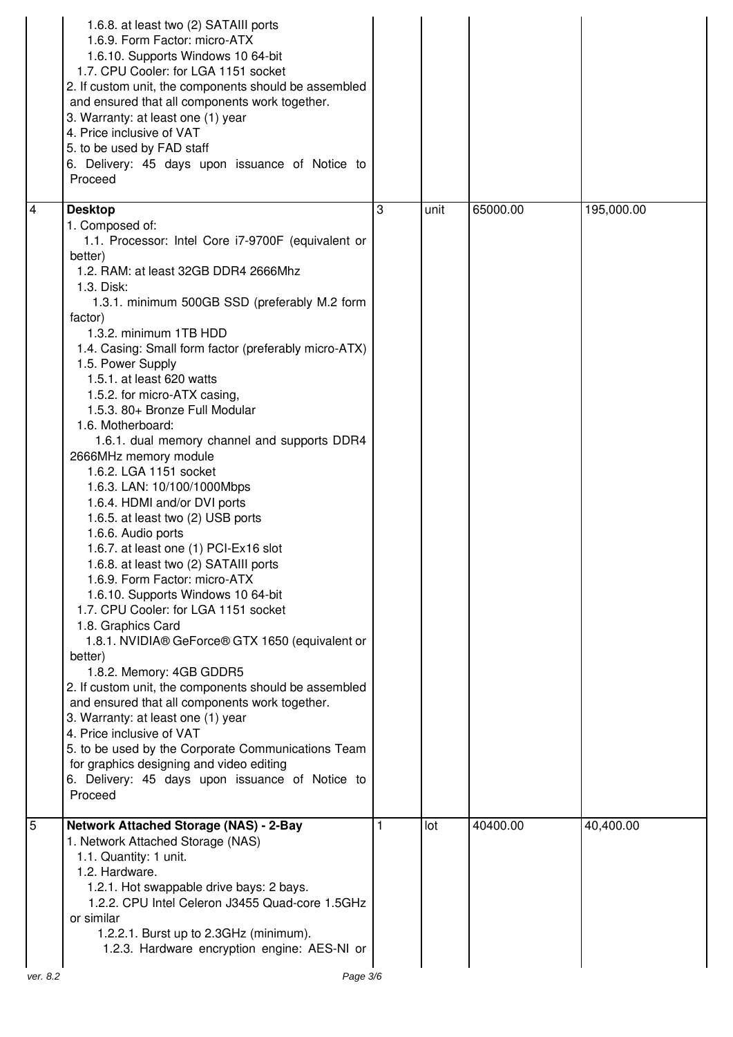| | | | | | |
|---|---|---|---|---|---|
| | 1.6.8. at least two (2) SATAIII ports<br>1.6.9. Form Factor: micro-ATX<br>1.6.10. Supports Windows 10 64-bit<br>1.7. CPU Cooler: for LGA 1151 socket<br>2. If custom unit, the components should be assembled and ensured that all components work together.<br>3. Warranty: at least one (1) year<br>4. Price inclusive of VAT<br>5. to be used by FAD staff<br>6. Delivery: 45 days upon issuance of Notice to Proceed | | | | |
| 4 | **Desktop**<br>1. Composed of:<br>1.1. Processor: Intel Core i7-9700F (equivalent or better)<br>1.2. RAM: at least 32GB DDR4 2666Mhz<br>1.3. Disk:<br>1.3.1. minimum 500GB SSD (preferably M.2 form factor)<br>1.3.2. minimum 1TB HDD<br>1.4. Casing: Small form factor (preferably micro-ATX)<br>1.5. Power Supply<br>1.5.1. at least 620 watts<br>1.5.2. for micro-ATX casing,<br>1.5.3. 80+ Bronze Full Modular<br>1.6. Motherboard:<br>1.6.1. dual memory channel and supports DDR4 2666MHz memory module<br>1.6.2. LGA 1151 socket<br>1.6.3. LAN: 10/100/1000Mbps<br>1.6.4. HDMI and/or DVI ports<br>1.6.5. at least two (2) USB ports<br>1.6.6. Audio ports<br>1.6.7. at least one (1) PCI-Ex16 slot<br>1.6.8. at least two (2) SATAIII ports<br>1.6.9. Form Factor: micro-ATX<br>1.6.10. Supports Windows 10 64-bit<br>1.7. CPU Cooler: for LGA 1151 socket<br>1.8. Graphics Card<br>1.8.1. NVIDIA® GeForce® GTX 1650 (equivalent or better)<br>1.8.2. Memory: 4GB GDDR5<br>2. If custom unit, the components should be assembled and ensured that all components work together.<br>3. Warranty: at least one (1) year<br>4. Price inclusive of VAT<br>5. to be used by the Corporate Communications Team for graphics designing and video editing<br>6. Delivery: 45 days upon issuance of Notice to Proceed | 3 | unit | 65000.00 | 195,000.00 |
| 5 | **Network Attached Storage (NAS) - 2-Bay**<br>1. Network Attached Storage (NAS)<br>1.1. Quantity: 1 unit.<br>1.2. Hardware.<br>1.2.1. Hot swappable drive bays: 2 bays.<br>1.2.2. CPU Intel Celeron J3455 Quad-core 1.5GHz or similar<br>1.2.2.1. Burst up to 2.3GHz (minimum).<br>1.2.3. Hardware encryption engine: AES-NI or | 1 | lot | 40400.00 | 40,400.00 |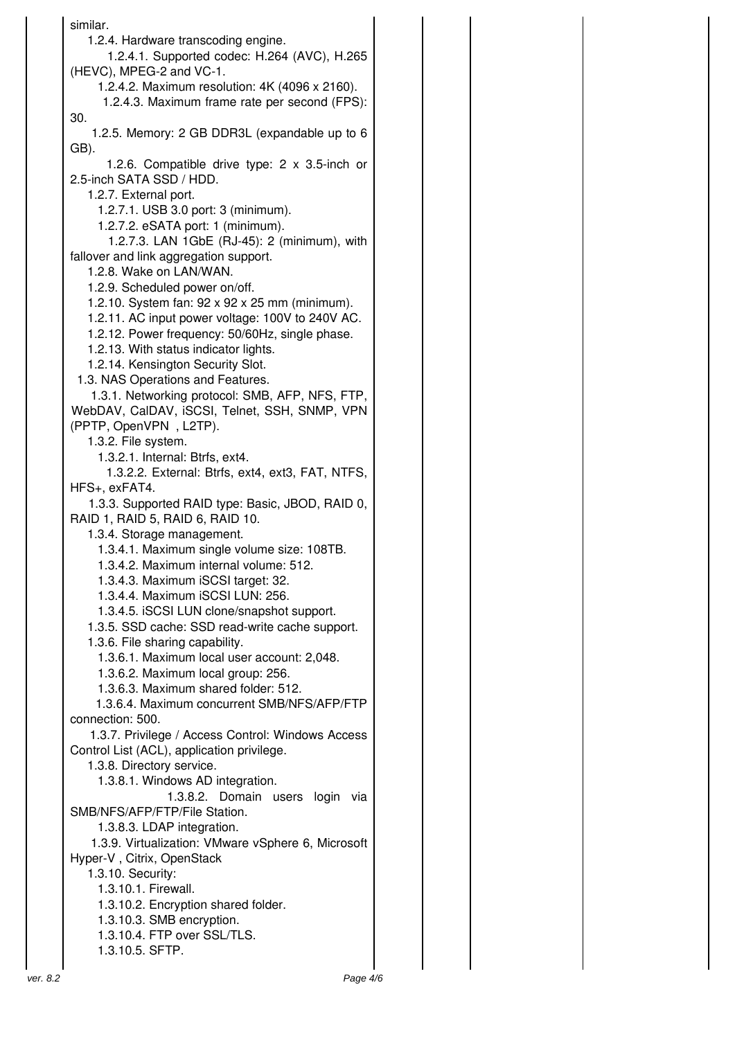similar.

- 1.2.4. Hardware transcoding engine.
  - 1.2.4.1. Supported codec: H.264 (AVC), H.265 (HEVC), MPEG-2 and VC-1.
  - 1.2.4.2. Maximum resolution: 4K (4096 x 2160).
  - 1.2.4.3. Maximum frame rate per second (FPS): 30.
- 1.2.5. Memory: 2 GB DDR3L (expandable up to 6 GB).
- 1.2.6. Compatible drive type: 2 x 3.5-inch or 2.5-inch SATA SSD / HDD.
- 1.2.7. External port.
  - 1.2.7.1. USB 3.0 port: 3 (minimum).
  - 1.2.7.2. eSATA port: 1 (minimum).
  - 1.2.7.3. LAN 1GbE (RJ-45): 2 (minimum), with fallover and link aggregation support.
- 1.2.8. Wake on LAN/WAN.
- 1.2.9. Scheduled power on/off.
- 1.2.10. System fan: 92 x 92 x 25 mm (minimum).
- 1.2.11. AC input power voltage: 100V to 240V AC.
- 1.2.12. Power frequency: 50/60Hz, single phase.
- 1.2.13. With status indicator lights.
- 1.2.14. Kensington Security Slot.

1.3. NAS Operations and Features.

- 1.3.1. Networking protocol: SMB, AFP, NFS, FTP, WebDAV, CalDAV, iSCSI, Telnet, SSH, SNMP, VPN (PPTP, OpenVPN , L2TP).
- 1.3.2. File system.
  - 1.3.2.1. Internal: Btrfs, ext4.
  - 1.3.2.2. External: Btrfs, ext4, ext3, FAT, NTFS, HFS+, exFAT4.
- 1.3.3. Supported RAID type: Basic, JBOD, RAID 0, RAID 1, RAID 5, RAID 6, RAID 10.
- 1.3.4. Storage management.
  - 1.3.4.1. Maximum single volume size: 108TB.
  - 1.3.4.2. Maximum internal volume: 512.
  - 1.3.4.3. Maximum iSCSI target: 32.
  - 1.3.4.4. Maximum iSCSI LUN: 256.
  - 1.3.4.5. iSCSI LUN clone/snapshot support.
- 1.3.5. SSD cache: SSD read-write cache support.
- 1.3.6. File sharing capability.
  - 1.3.6.1. Maximum local user account: 2,048.
  - 1.3.6.2. Maximum local group: 256.
  - 1.3.6.3. Maximum shared folder: 512.
  - 1.3.6.4. Maximum concurrent SMB/NFS/AFP/FTP connection: 500.
- 1.3.7. Privilege / Access Control: Windows Access Control List (ACL), application privilege.
- 1.3.8. Directory service.
  - 1.3.8.1. Windows AD integration.
  - 1.3.8.2. Domain users login via SMB/NFS/AFP/FTP/File Station.
  - 1.3.8.3. LDAP integration.
- 1.3.9. Virtualization: VMware vSphere 6, Microsoft Hyper-V , Citrix, OpenStack
- 1.3.10. Security:
  - 1.3.10.1. Firewall.
  - 1.3.10.2. Encryption shared folder.
  - 1.3.10.3. SMB encryption.
  - 1.3.10.4. FTP over SSL/TLS.
  - 1.3.10.5. SFTP.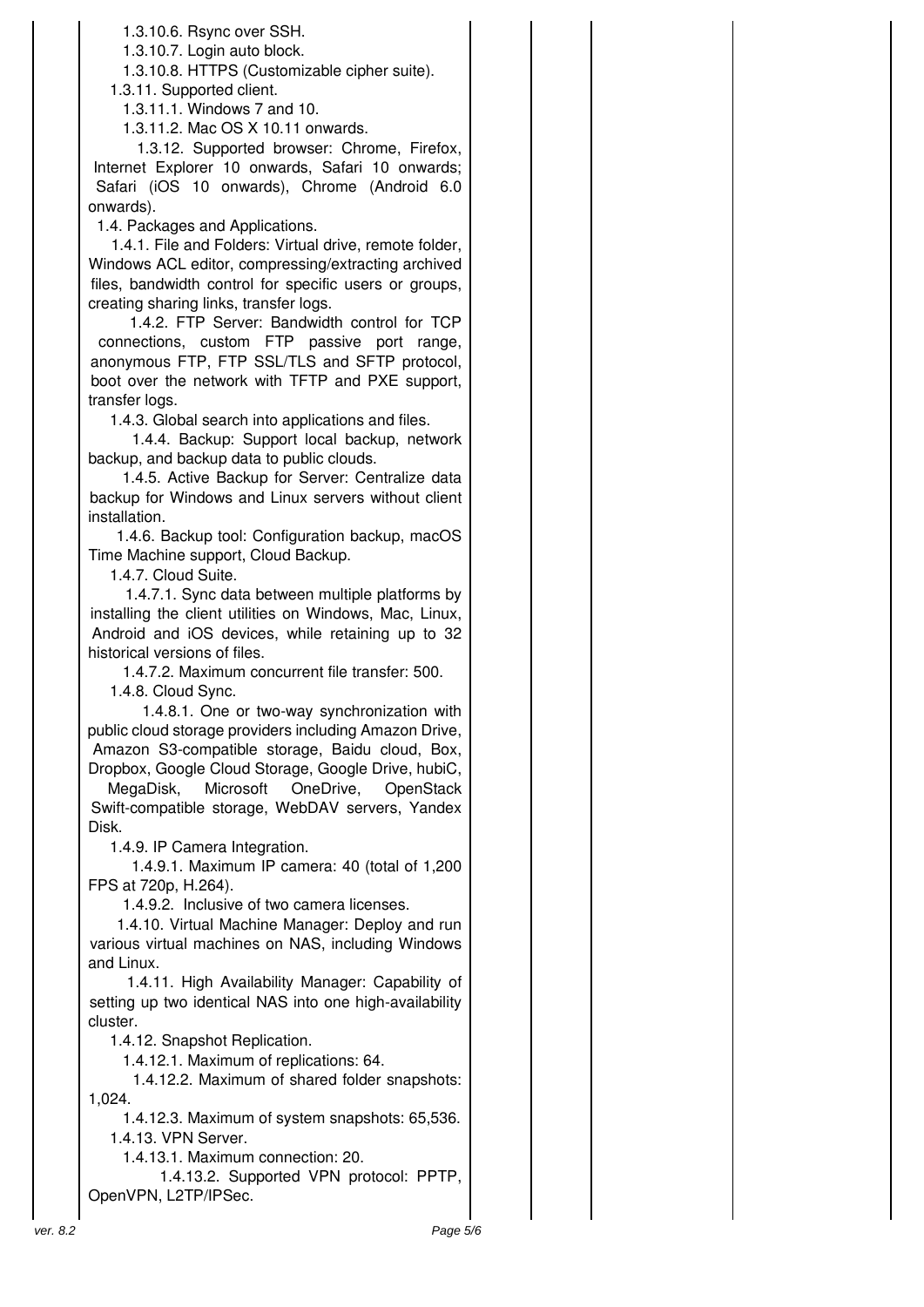| | | | | | |
|---|---|---|---|---|---|
| | 1.3.10.6. Rsync over SSH.<br>1.3.10.7. Login auto block.<br>1.3.10.8. HTTPS (Customizable cipher suite).<br>1.3.11. Supported client.<br>1.3.11.1. Windows 7 and 10.<br>1.3.11.2. Mac OS X 10.11 onwards.<br>1.3.12. Supported browser: Chrome, Firefox, Internet Explorer 10 onwards, Safari 10 onwards; Safari (iOS 10 onwards), Chrome (Android 6.0 onwards).<br>1.4. Packages and Applications.<br>1.4.1. File and Folders: Virtual drive, remote folder, Windows ACL editor, compressing/extracting archived files, bandwidth control for specific users or groups, creating sharing links, transfer logs.<br>1.4.2. FTP Server: Bandwidth control for TCP connections, custom FTP passive port range, anonymous FTP, FTP SSL/TLS and SFTP protocol, boot over the network with TFTP and PXE support, transfer logs.<br>1.4.3. Global search into applications and files.<br>1.4.4. Backup: Support local backup, network backup, and backup data to public clouds.<br>1.4.5. Active Backup for Server: Centralize data backup for Windows and Linux servers without client installation.<br>1.4.6. Backup tool: Configuration backup, macOS Time Machine support, Cloud Backup.<br>1.4.7. Cloud Suite.<br>1.4.7.1. Sync data between multiple platforms by installing the client utilities on Windows, Mac, Linux, Android and iOS devices, while retaining up to 32 historical versions of files.<br>1.4.7.2. Maximum concurrent file transfer: 500.<br>1.4.8. Cloud Sync.<br>1.4.8.1. One or two-way synchronization with public cloud storage providers including Amazon Drive, Amazon S3-compatible storage, Baidu cloud, Box, Dropbox, Google Cloud Storage, Google Drive, hubiC, MegaDisk, Microsoft OneDrive, OpenStack Swift-compatible storage, WebDAV servers, Yandex Disk.<br>1.4.9. IP Camera Integration.<br>1.4.9.1. Maximum IP camera: 40 (total of 1,200 FPS at 720p, H.264).<br>1.4.9.2. Inclusive of two camera licenses.<br>1.4.10. Virtual Machine Manager: Deploy and run various virtual machines on NAS, including Windows and Linux.<br>1.4.11. High Availability Manager: Capability of setting up two identical NAS into one high-availability cluster.<br>1.4.12. Snapshot Replication.<br>1.4.12.1. Maximum of replications: 64.<br>1.4.12.2. Maximum of shared folder snapshots: 1,024.<br>1.4.12.3. Maximum of system snapshots: 65,536.<br>1.4.13. VPN Server.<br>1.4.13.1. Maximum connection: 20.<br>1.4.13.2. Supported VPN protocol: PPTP, OpenVPN, L2TP/IPSec. | | | | |

ver. 8.2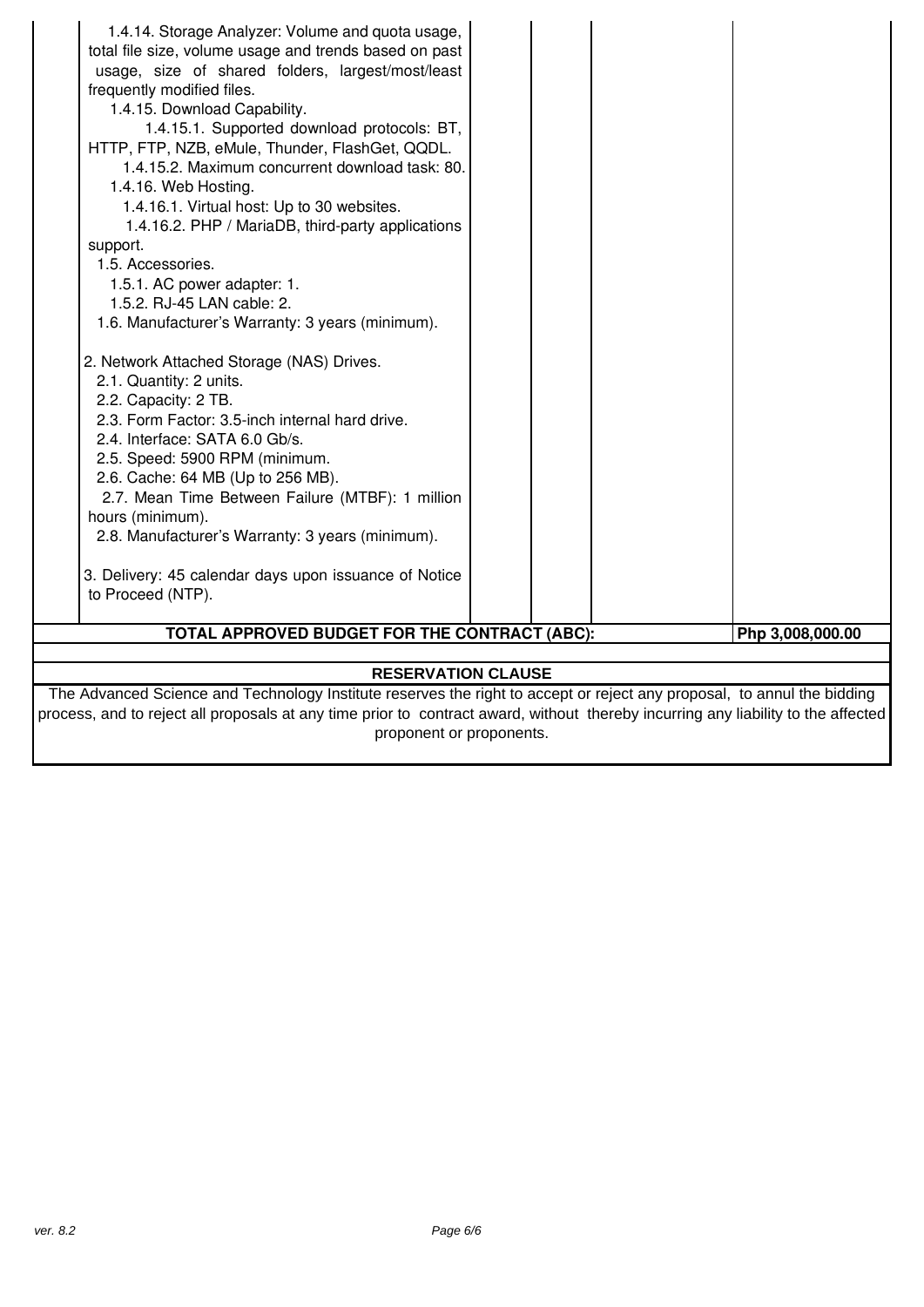| | | | | |
|---|---|---|---|---|
| 1.4.14. Storage Analyzer: Volume and quota usage, total file size, volume usage and trends based on past usage, size of shared folders, largest/most/least frequently modified files.<br>1.4.15. Download Capability.<br>1.4.15.1. Supported download protocols: BT, HTTP, FTP, NZB, eMule, Thunder, FlashGet, QQDL.<br>1.4.15.2. Maximum concurrent download task: 80.<br>1.4.16. Web Hosting.<br>1.4.16.1. Virtual host: Up to 30 websites.<br>1.4.16.2. PHP / MariaDB, third-party applications support.<br>1.5. Accessories.<br>1.5.1. AC power adapter: 1.<br>1.5.2. RJ-45 LAN cable: 2.<br>1.6. Manufacturer's Warranty: 3 years (minimum).<br><br>2. Network Attached Storage (NAS) Drives.<br>2.1. Quantity: 2 units.<br>2.2. Capacity: 2 TB.<br>2.3. Form Factor: 3.5-inch internal hard drive.<br>2.4. Interface: SATA 6.0 Gb/s.<br>2.5. Speed: 5900 RPM (minimum.<br>2.6. Cache: 64 MB (Up to 256 MB).<br>2.7. Mean Time Between Failure (MTBF): 1 million hours (minimum).<br>2.8. Manufacturer's Warranty: 3 years (minimum).<br><br>3. Delivery: 45 calendar days upon issuance of Notice to Proceed (NTP). | | | | |
| **TOTAL APPROVED BUDGET FOR THE CONTRACT (ABC):** | | | | **Php 3,008,000.00** |

**RESERVATION CLAUSE**

The Advanced Science and Technology Institute reserves the right to accept or reject any proposal, to annul the bidding process, and to reject all proposals at any time prior to contract award, without thereby incurring any liability to the affected proponent or proponents.